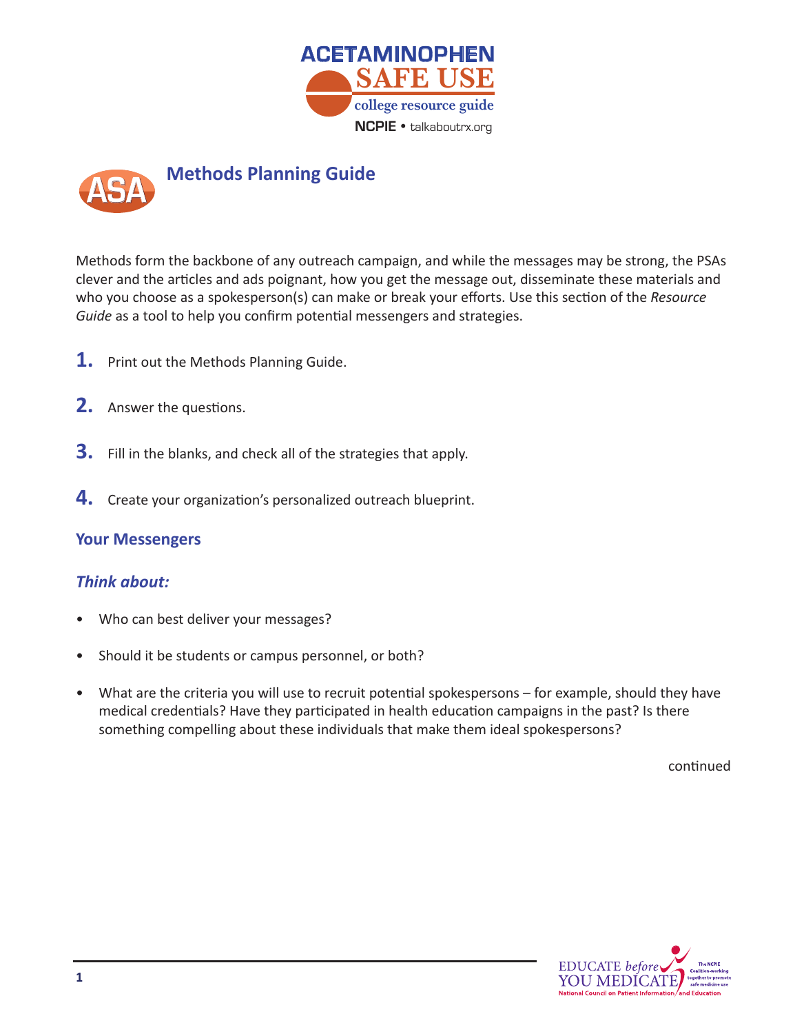# ACETAMINOPHEN SAFE USE

college resource guide

NCPIE • talkaboutrx.org

## Methods Planning Guide

Methods form the backbone of any outreach campaign, and while the messages may be strong, the PSAs clever and the articles and ads poignant, how you get the message out, disseminate these materials and who you choose as a spokesperson(s) can make or break your efforts. Use this section of the *Resource Guide* as a tool to help you confirm potential messengers and strategies.

1. Print out the Methods Planning Guide.
2. Answer the questions.
3. Fill in the blanks, and check all of the strategies that apply.
4. Create your organization's personalized outreach blueprint.

### Your Messengers

#### *Think about:*

- Who can best deliver your messages?
- Should it be students or campus personnel, or both?
- What are the criteria you will use to recruit potential spokespersons – for example, should they have medical credentials? Have they participated in health education campaigns in the past? Is there something compelling about these individuals that make them ideal spokespersons?

continued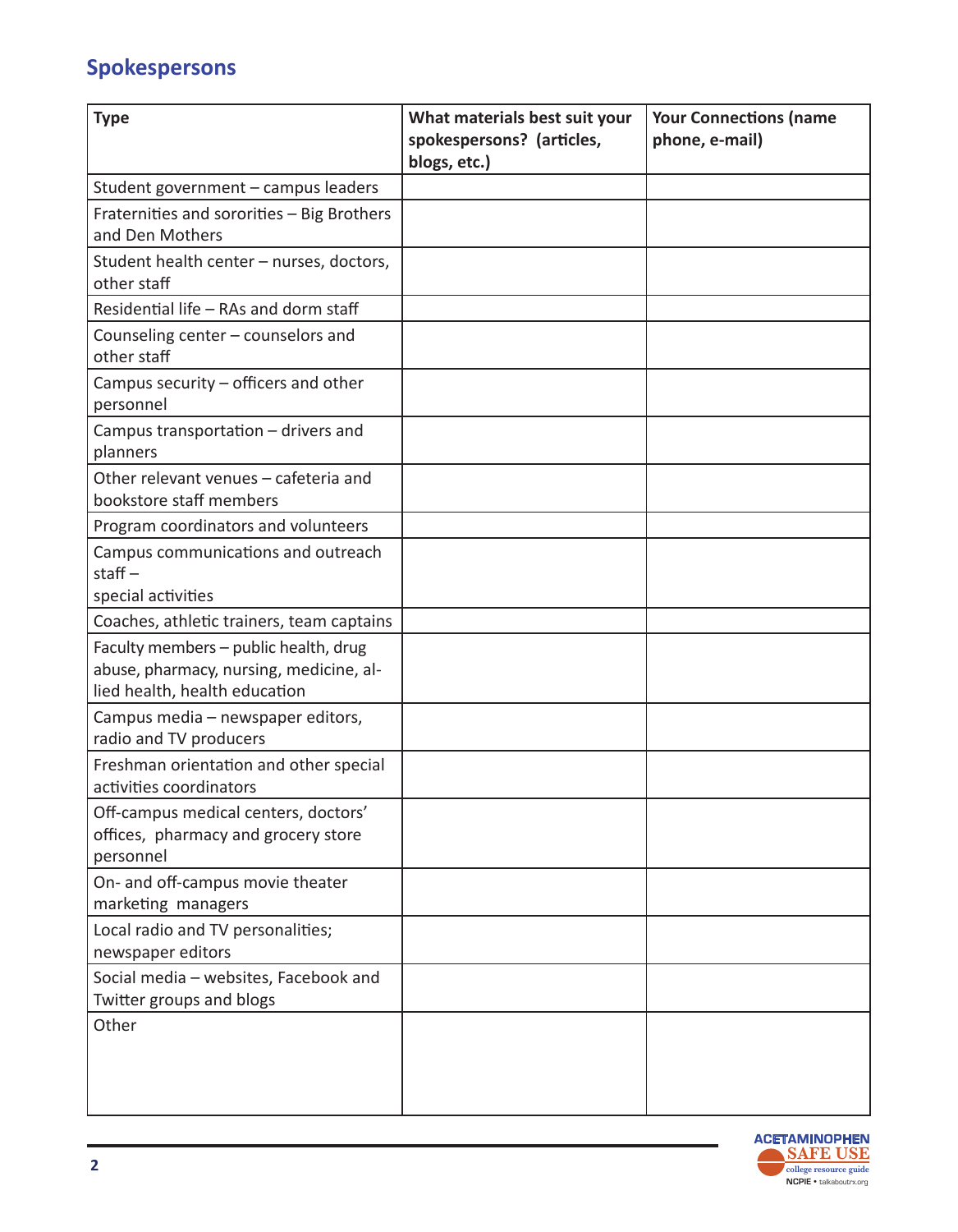## Spokespersons

| Type | What materials best suit your spokespersons? (articles, blogs, etc.) | Your Connections (name phone, e-mail) |
|---|---|---|
| Student government – campus leaders | | |
| Fraternities and sororities – Big Brothers and Den Mothers | | |
| Student health center – nurses, doctors, other staff | | |
| Residential life – RAs and dorm staff | | |
| Counseling center – counselors and other staff | | |
| Campus security – officers and other personnel | | |
| Campus transportation – drivers and planners | | |
| Other relevant venues – cafeteria and bookstore staff members | | |
| Program coordinators and volunteers | | |
| Campus communications and outreach staff – special activities | | |
| Coaches, athletic trainers, team captains | | |
| Faculty members – public health, drug abuse, pharmacy, nursing, medicine, allied health, health education | | |
| Campus media – newspaper editors, radio and TV producers | | |
| Freshman orientation and other special activities coordinators | | |
| Off-campus medical centers, doctors' offices, pharmacy and grocery store personnel | | |
| On- and off-campus movie theater marketing managers | | |
| Local radio and TV personalities; newspaper editors | | |
| Social media – websites, Facebook and Twitter groups and blogs | | |
| Other | | |